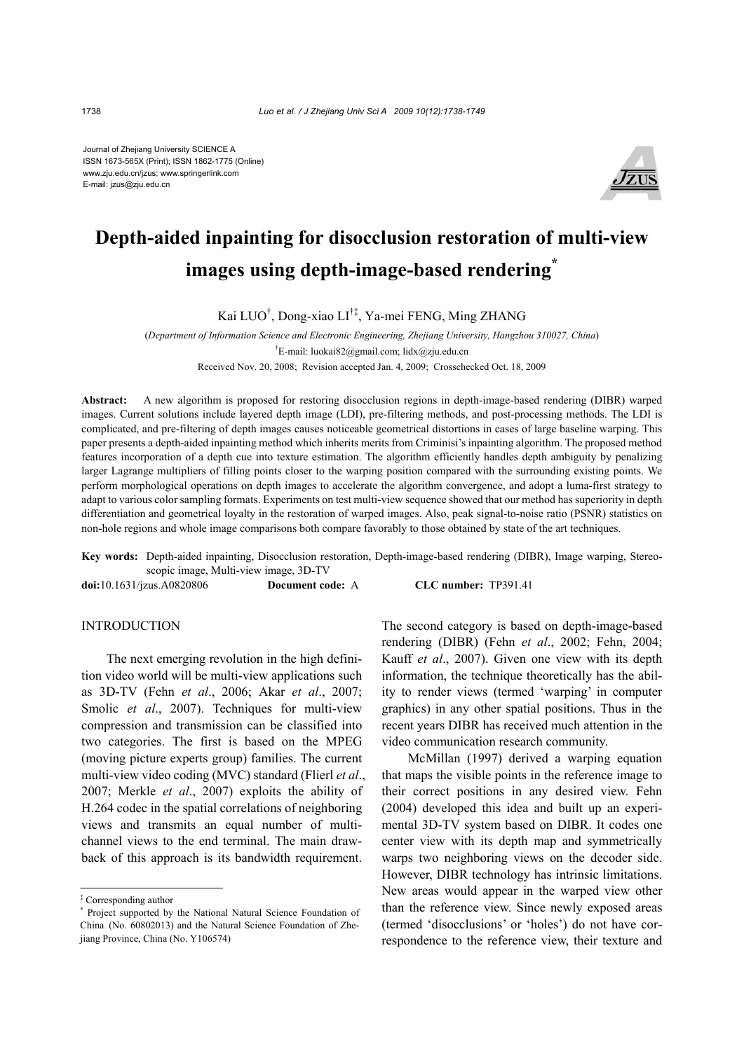Journal of Zhejiang University SCIENCE A
ISSN 1673-565X (Print); ISSN 1862-1775 (Online)
www.zju.edu.cn/jzus; www.springerlink.com
E-mail: jzus@zju.edu.cn

# Depth-aided inpainting for disocclusion restoration of multi-view images using depth-image-based rendering*

Kai LUO[†], Dong-xiao LI[†‡], Ya-mei FENG, Ming ZHANG

(*Department of Information Science and Electronic Engineering, Zhejiang University, Hangzhou 310027, China*)

[†]E-mail: luokai82@gmail.com; lidx@zju.edu.cn

Received Nov. 20, 2008; Revision accepted Jan. 4, 2009; Crosschecked Oct. 18, 2009

**Abstract:** A new algorithm is proposed for restoring disocclusion regions in depth-image-based rendering (DIBR) warped images. Current solutions include layered depth image (LDI), pre-filtering methods, and post-processing methods. The LDI is complicated, and pre-filtering of depth images causes noticeable geometrical distortions in cases of large baseline warping. This paper presents a depth-aided inpainting method which inherits merits from Criminisi's inpainting algorithm. The proposed method features incorporation of a depth cue into texture estimation. The algorithm efficiently handles depth ambiguity by penalizing larger Lagrange multipliers of filling points closer to the warping position compared with the surrounding existing points. We perform morphological operations on depth images to accelerate the algorithm convergence, and adopt a luma-first strategy to adapt to various color sampling formats. Experiments on test multi-view sequence showed that our method has superiority in depth differentiation and geometrical loyalty in the restoration of warped images. Also, peak signal-to-noise ratio (PSNR) statistics on non-hole regions and whole image comparisons both compare favorably to those obtained by state of the art techniques.

**Key words:** Depth-aided inpainting, Disocclusion restoration, Depth-image-based rendering (DIBR), Image warping, Stereoscopic image, Multi-view image, 3D-TV

**doi:**10.1631/jzus.A0820806 **Document code:** A **CLC number:** TP391.41

## INTRODUCTION

The next emerging revolution in the high definition video world will be multi-view applications such as 3D-TV (Fehn *et al*., 2006; Akar *et al*., 2007; Smolic *et al*., 2007). Techniques for multi-view compression and transmission can be classified into two categories. The first is based on the MPEG (moving picture experts group) families. The current multi-view video coding (MVC) standard (Flierl *et al*., 2007; Merkle *et al*., 2007) exploits the ability of H.264 codec in the spatial correlations of neighboring views and transmits an equal number of multichannel views to the end terminal. The main drawback of this approach is its bandwidth requirement. The second category is based on depth-image-based rendering (DIBR) (Fehn *et al*., 2002; Fehn, 2004; Kauff *et al*., 2007). Given one view with its depth information, the technique theoretically has the ability to render views (termed 'warping' in computer graphics) in any other spatial positions. Thus in the recent years DIBR has received much attention in the video communication research community.

McMillan (1997) derived a warping equation that maps the visible points in the reference image to their correct positions in any desired view. Fehn (2004) developed this idea and built up an experimental 3D-TV system based on DIBR. It codes one center view with its depth map and symmetrically warps two neighboring views on the decoder side. However, DIBR technology has intrinsic limitations. New areas would appear in the warped view other than the reference view. Since newly exposed areas (termed 'disocclusions' or 'holes') do not have correspondence to the reference view, their texture and

[‡] Corresponding author

[*] Project supported by the National Natural Science Foundation of China (No. 60802013) and the Natural Science Foundation of Zhejiang Province, China (No. Y106574)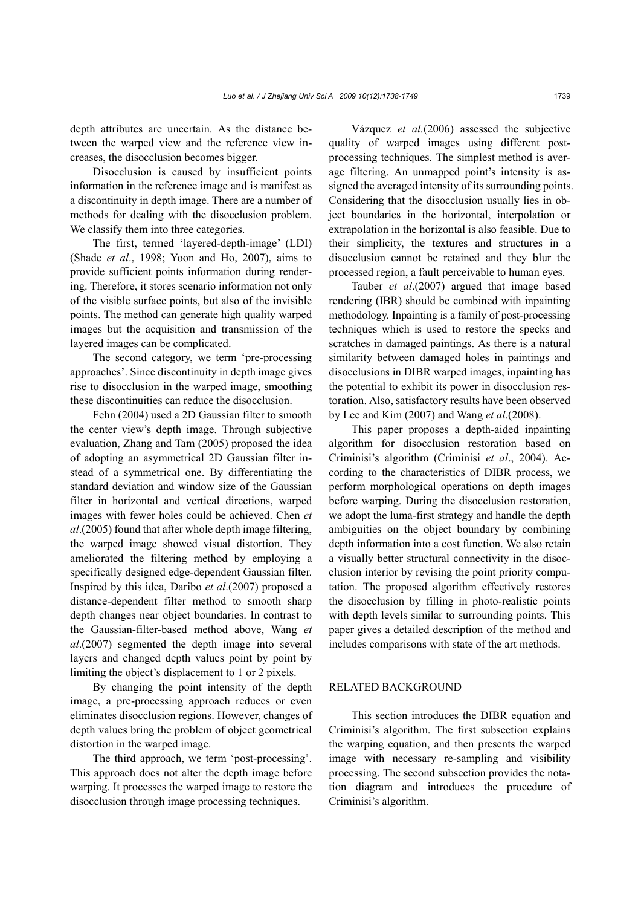depth attributes are uncertain. As the distance between the warped view and the reference view increases, the disocclusion becomes bigger.

Disocclusion is caused by insufficient points information in the reference image and is manifest as a discontinuity in depth image. There are a number of methods for dealing with the disocclusion problem. We classify them into three categories.

The first, termed 'layered-depth-image' (LDI) (Shade *et al*., 1998; Yoon and Ho, 2007), aims to provide sufficient points information during rendering. Therefore, it stores scenario information not only of the visible surface points, but also of the invisible points. The method can generate high quality warped images but the acquisition and transmission of the layered images can be complicated.

The second category, we term 'pre-processing approaches'. Since discontinuity in depth image gives rise to disocclusion in the warped image, smoothing these discontinuities can reduce the disocclusion.

Fehn (2004) used a 2D Gaussian filter to smooth the center view's depth image. Through subjective evaluation, Zhang and Tam (2005) proposed the idea of adopting an asymmetrical 2D Gaussian filter instead of a symmetrical one. By differentiating the standard deviation and window size of the Gaussian filter in horizontal and vertical directions, warped images with fewer holes could be achieved. Chen *et al*.(2005) found that after whole depth image filtering, the warped image showed visual distortion. They ameliorated the filtering method by employing a specifically designed edge-dependent Gaussian filter. Inspired by this idea, Daribo *et al*.(2007) proposed a distance-dependent filter method to smooth sharp depth changes near object boundaries. In contrast to the Gaussian-filter-based method above, Wang *et al*.(2007) segmented the depth image into several layers and changed depth values point by point by limiting the object's displacement to 1 or 2 pixels.

By changing the point intensity of the depth image, a pre-processing approach reduces or even eliminates disocclusion regions. However, changes of depth values bring the problem of object geometrical distortion in the warped image.

The third approach, we term 'post-processing'. This approach does not alter the depth image before warping. It processes the warped image to restore the disocclusion through image processing techniques.

Vázquez *et al.*(2006) assessed the subjective quality of warped images using different post-processing techniques. The simplest method is average filtering. An unmapped point's intensity is assigned the averaged intensity of its surrounding points. Considering that the disocclusion usually lies in object boundaries in the horizontal, interpolation or extrapolation in the horizontal is also feasible. Due to their simplicity, the textures and structures in a disocclusion cannot be retained and they blur the processed region, a fault perceivable to human eyes.

Tauber *et al*.(2007) argued that image based rendering (IBR) should be combined with inpainting methodology. Inpainting is a family of post-processing techniques which is used to restore the specks and scratches in damaged paintings. As there is a natural similarity between damaged holes in paintings and disocclusions in DIBR warped images, inpainting has the potential to exhibit its power in disocclusion restoration. Also, satisfactory results have been observed by Lee and Kim (2007) and Wang *et al*.(2008).

This paper proposes a depth-aided inpainting algorithm for disocclusion restoration based on Criminisi's algorithm (Criminisi *et al*., 2004). According to the characteristics of DIBR process, we perform morphological operations on depth images before warping. During the disocclusion restoration, we adopt the luma-first strategy and handle the depth ambiguities on the object boundary by combining depth information into a cost function. We also retain a visually better structural connectivity in the disocclusion interior by revising the point priority computation. The proposed algorithm effectively restores the disocclusion by filling in photo-realistic points with depth levels similar to surrounding points. This paper gives a detailed description of the method and includes comparisons with state of the art methods.

## RELATED BACKGROUND

This section introduces the DIBR equation and Criminisi's algorithm. The first subsection explains the warping equation, and then presents the warped image with necessary re-sampling and visibility processing. The second subsection provides the notation diagram and introduces the procedure of Criminisi's algorithm.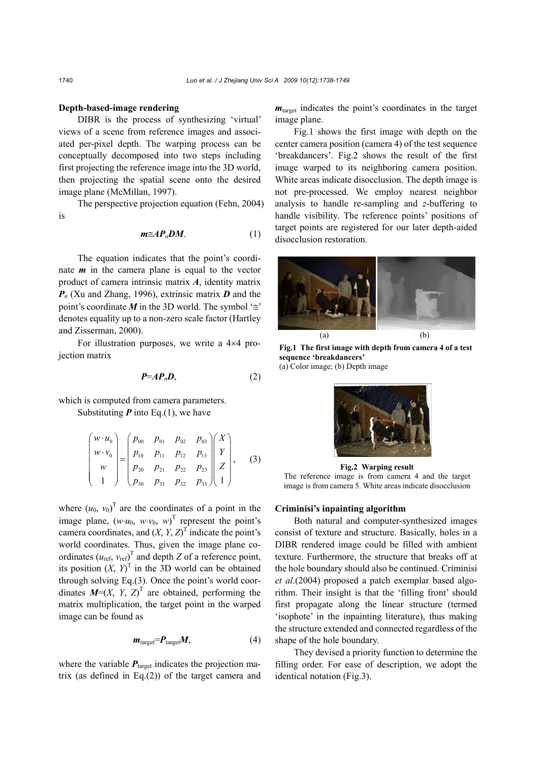**Depth-based-image rendering**

DIBR is the process of synthesizing 'virtual' views of a scene from reference images and associated per-pixel depth. The warping process can be conceptually decomposed into two steps including first projecting the reference image into the 3D world, then projecting the spatial scene onto the desired image plane (McMillan, 1997).

The perspective projection equation (Fehn, 2004) is

$$\boldsymbol{m} \cong \boldsymbol{A}\boldsymbol{P}_n\boldsymbol{D}\boldsymbol{M}. \tag{1}$$

The equation indicates that the point's coordinate $\boldsymbol{m}$ in the camera plane is equal to the vector product of camera intrinsic matrix $\boldsymbol{A}$, identity matrix $\boldsymbol{P}_n$ (Xu and Zhang, 1996), extrinsic matrix $\boldsymbol{D}$ and the point's coordinate $\boldsymbol{M}$ in the 3D world. The symbol '$\cong$' denotes equality up to a non-zero scale factor (Hartley and Zisserman, 2000).

For illustration purposes, we write a 4×4 projection matrix

$$\boldsymbol{P}=\boldsymbol{A}\boldsymbol{P}_n\boldsymbol{D}, \tag{2}$$

which is computed from camera parameters.

Substituting $\boldsymbol{P}$ into Eq.(1), we have

$$\begin{pmatrix} w\cdot u_0 \\ w\cdot v_0 \\ w \\ 1 \end{pmatrix} = \begin{pmatrix} p_{00} & p_{01} & p_{02} & p_{03} \\ p_{10} & p_{11} & p_{12} & p_{13} \\ p_{20} & p_{21} & p_{22} & p_{23} \\ p_{30} & p_{31} & p_{32} & p_{33} \end{pmatrix} \begin{pmatrix} X \\ Y \\ Z \\ 1 \end{pmatrix}, \tag{3}$$

where $(u_0, v_0)^{\mathrm{T}}$ are the coordinates of a point in the image plane, $(w\cdot u_0, w\cdot v_0, w)^{\mathrm{T}}$ represent the point's camera coordinates, and $(X, Y, Z)^{\mathrm{T}}$ indicate the point's world coordinates. Thus, given the image plane coordinates $(u_{\mathrm{ref}}, v_{\mathrm{ref}})^{\mathrm{T}}$ and depth $Z$ of a reference point, its position $(X, Y)^{\mathrm{T}}$ in the 3D world can be obtained through solving Eq.(3). Once the point's world coordinates $\boldsymbol{M}=(X, Y, Z)^{\mathrm{T}}$ are obtained, performing the matrix multiplication, the target point in the warped image can be found as

$$\boldsymbol{m}_{\mathrm{target}}=\boldsymbol{P}_{\mathrm{target}}\boldsymbol{M}, \tag{4}$$

where the variable $\boldsymbol{P}_{\mathrm{target}}$ indicates the projection matrix (as defined in Eq.(2)) of the target camera and $\boldsymbol{m}_{\mathrm{target}}$ indicates the point's coordinates in the target image plane.

Fig.1 shows the first image with depth on the center camera position (camera 4) of the test sequence 'breakdancers'. Fig.2 shows the result of the first image warped to its neighboring camera position. White areas indicate disocclusion. The depth image is not pre-processed. We employ nearest neighbor analysis to handle re-sampling and $z$-buffering to handle visibility. The reference points' positions of target points are registered for our later depth-aided disocclusion restoration.

(a) (b)

**Fig.1 The first image with depth from camera 4 of a test sequence 'breakdancers'**
(a) Color image; (b) Depth image

**Fig.2 Warping result**
The reference image is from camera 4 and the target image is from camera 5. White areas indicate disocclusion

**Criminisi's inpainting algorithm**

Both natural and computer-synthesized images consist of texture and structure. Basically, holes in a DIBR rendered image could be filled with ambient texture. Furthermore, the structure that breaks off at the hole boundary should also be continued. Criminisi *et al*.(2004) proposed a patch exemplar based algorithm. Their insight is that the 'filling front' should first propagate along the linear structure (termed 'isophote' in the inpainting literature), thus making the structure extended and connected regardless of the shape of the hole boundary.

They devised a priority function to determine the filling order. For ease of description, we adopt the identical notation (Fig.3).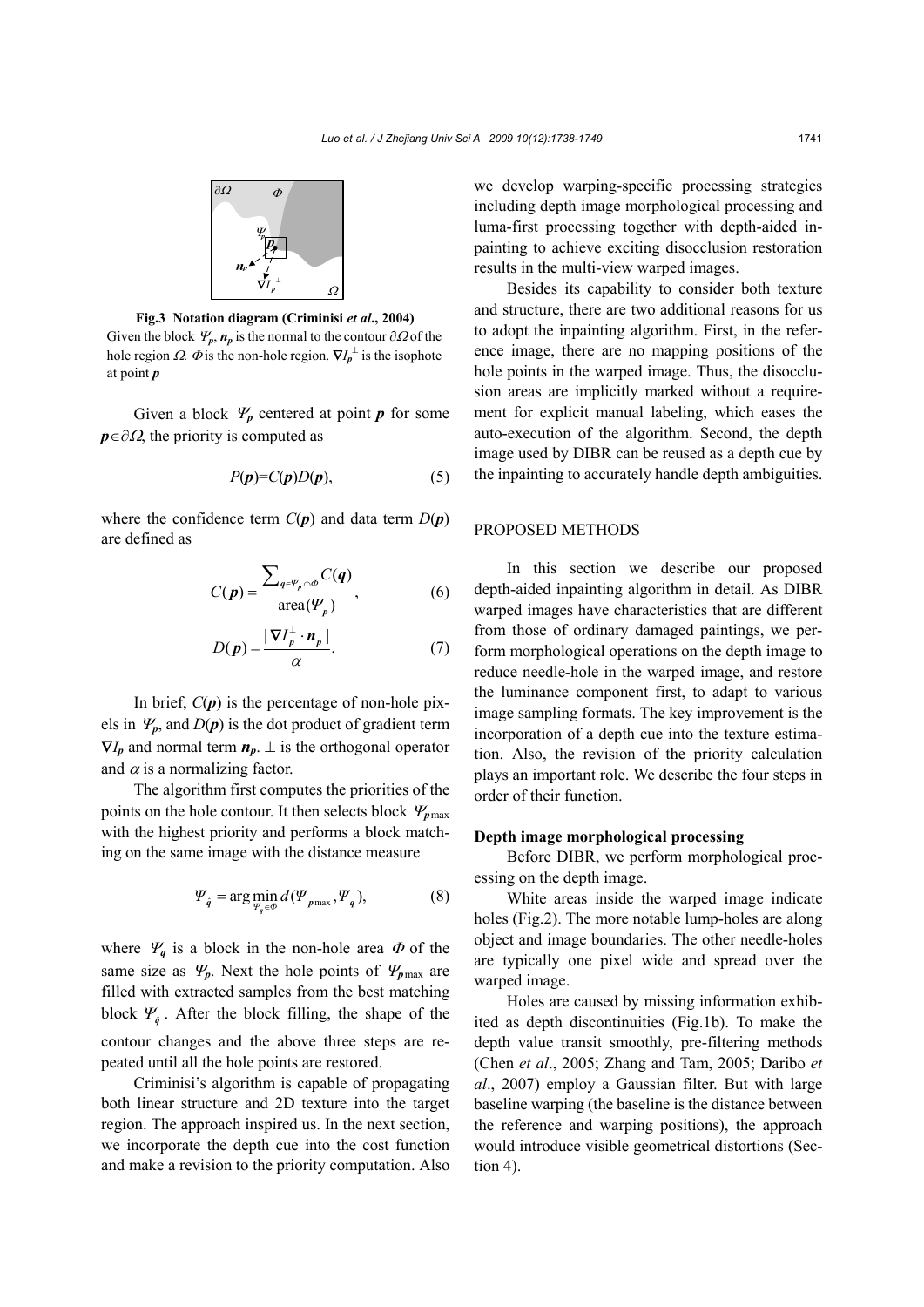**Fig.3 Notation diagram (Criminisi *et al*., 2004)**
Given the block $\Psi_p$, $\boldsymbol{n}_p$ is the normal to the contour $\partial\Omega$ of the hole region $\Omega$. $\Phi$ is the non-hole region. $\nabla I_p^{\perp}$ is the isophote at point $\boldsymbol{p}$

Given a block $\Psi_p$ centered at point $\boldsymbol{p}$ for some $\boldsymbol{p}\in\partial\Omega$, the priority is computed as

$$P(\boldsymbol{p})=C(\boldsymbol{p})D(\boldsymbol{p}), \tag{5}$$

where the confidence term $C(\boldsymbol{p})$ and data term $D(\boldsymbol{p})$ are defined as

$$C(\boldsymbol{p})=\frac{\sum_{\boldsymbol{q}\in\Psi_p\cap\Phi}C(\boldsymbol{q})}{\text{area}(\Psi_p)}, \tag{6}$$

$$D(\boldsymbol{p})=\frac{|\nabla I_p^{\perp}\cdot\boldsymbol{n}_p|}{\alpha}. \tag{7}$$

In brief, $C(\boldsymbol{p})$ is the percentage of non-hole pixels in $\Psi_p$, and $D(\boldsymbol{p})$ is the dot product of gradient term $\nabla I_p$ and normal term $\boldsymbol{n}_p$. $\perp$ is the orthogonal operator and $\alpha$ is a normalizing factor.

The algorithm first computes the priorities of the points on the hole contour. It then selects block $\Psi_{p\max}$ with the highest priority and performs a block matching on the same image with the distance measure

$$\Psi_{\hat{q}}=\arg\min_{\Psi_q\in\Phi}d(\Psi_{p\max},\Psi_q), \tag{8}$$

where $\Psi_q$ is a block in the non-hole area $\Phi$ of the same size as $\Psi_p$. Next the hole points of $\Psi_{p\max}$ are filled with extracted samples from the best matching block $\Psi_{\hat{q}}$. After the block filling, the shape of the contour changes and the above three steps are repeated until all the hole points are restored.

Criminisi's algorithm is capable of propagating both linear structure and 2D texture into the target region. The approach inspired us. In the next section, we incorporate the depth cue into the cost function and make a revision to the priority computation. Also we develop warping-specific processing strategies including depth image morphological processing and luma-first processing together with depth-aided inpainting to achieve exciting disocclusion restoration results in the multi-view warped images.

Besides its capability to consider both texture and structure, there are two additional reasons for us to adopt the inpainting algorithm. First, in the reference image, there are no mapping positions of the hole points in the warped image. Thus, the disocclusion areas are implicitly marked without a requirement for explicit manual labeling, which eases the auto-execution of the algorithm. Second, the depth image used by DIBR can be reused as a depth cue by the inpainting to accurately handle depth ambiguities.

## PROPOSED METHODS

In this section we describe our proposed depth-aided inpainting algorithm in detail. As DIBR warped images have characteristics that are different from those of ordinary damaged paintings, we perform morphological operations on the depth image to reduce needle-hole in the warped image, and restore the luminance component first, to adapt to various image sampling formats. The key improvement is the incorporation of a depth cue into the texture estimation. Also, the revision of the priority calculation plays an important role. We describe the four steps in order of their function.

### Depth image morphological processing

Before DIBR, we perform morphological processing on the depth image.

White areas inside the warped image indicate holes (Fig.2). The more notable lump-holes are along object and image boundaries. The other needle-holes are typically one pixel wide and spread over the warped image.

Holes are caused by missing information exhibited as depth discontinuities (Fig.1b). To make the depth value transit smoothly, pre-filtering methods (Chen *et al*., 2005; Zhang and Tam, 2005; Daribo *et al*., 2007) employ a Gaussian filter. But with large baseline warping (the baseline is the distance between the reference and warping positions), the approach would introduce visible geometrical distortions (Section 4).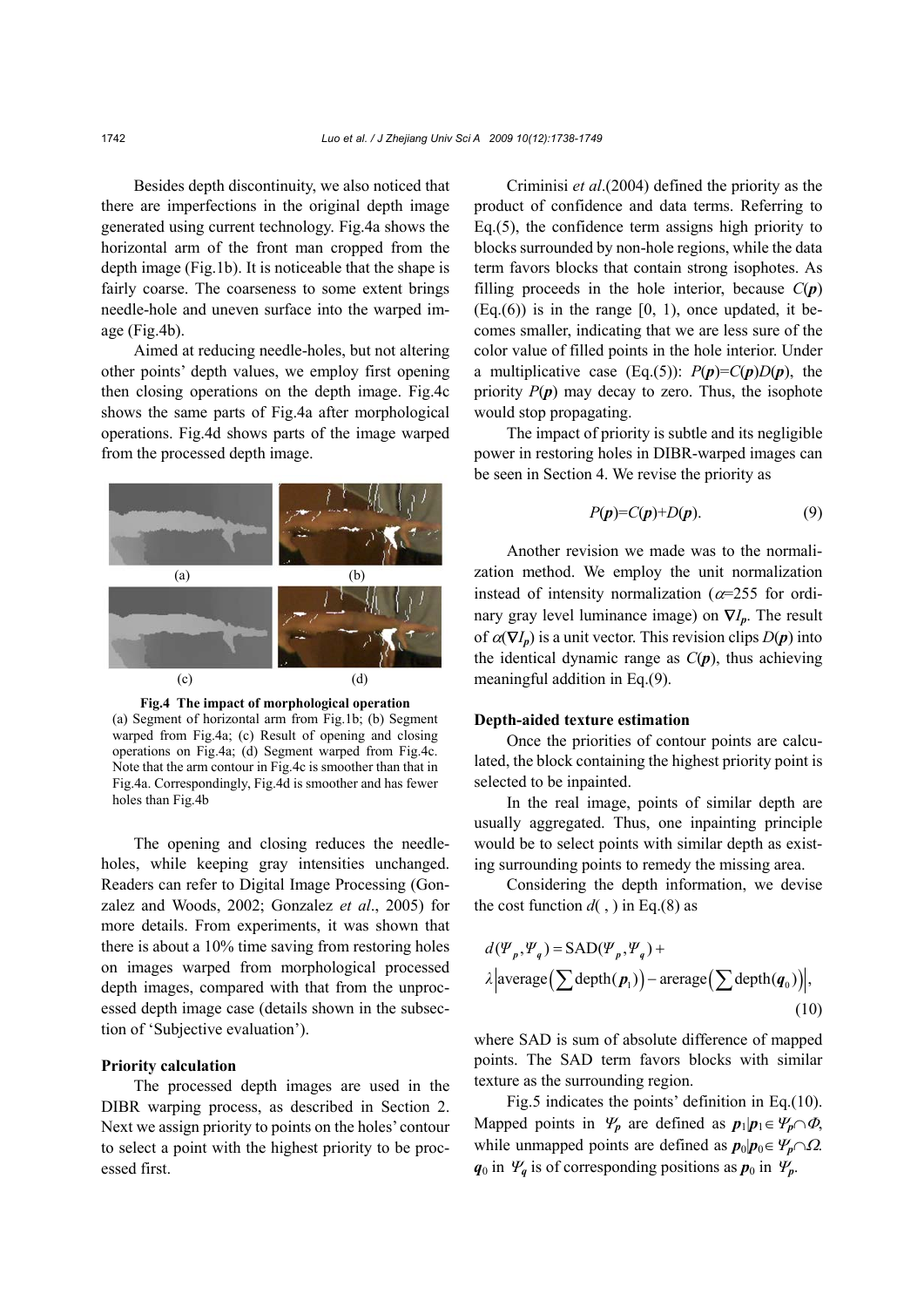Besides depth discontinuity, we also noticed that there are imperfections in the original depth image generated using current technology. Fig.4a shows the horizontal arm of the front man cropped from the depth image (Fig.1b). It is noticeable that the shape is fairly coarse. The coarseness to some extent brings needle-hole and uneven surface into the warped image (Fig.4b).

Aimed at reducing needle-holes, but not altering other points' depth values, we employ first opening then closing operations on the depth image. Fig.4c shows the same parts of Fig.4a after morphological operations. Fig.4d shows parts of the image warped from the processed depth image.

**Fig.4 The impact of morphological operation**
(a) Segment of horizontal arm from Fig.1b; (b) Segment warped from Fig.4a; (c) Result of opening and closing operations on Fig.4a; (d) Segment warped from Fig.4c. Note that the arm contour in Fig.4c is smoother than that in Fig.4a. Correspondingly, Fig.4d is smoother and has fewer holes than Fig.4b

The opening and closing reduces the needle-holes, while keeping gray intensities unchanged. Readers can refer to Digital Image Processing (Gonzalez and Woods, 2002; Gonzalez *et al*., 2005) for more details. From experiments, it was shown that there is about a 10% time saving from restoring holes on images warped from morphological processed depth images, compared with that from the unprocessed depth image case (details shown in the subsection of 'Subjective evaluation').

**Priority calculation**

The processed depth images are used in the DIBR warping process, as described in Section 2. Next we assign priority to points on the holes' contour to select a point with the highest priority to be processed first.

Criminisi *et al*.(2004) defined the priority as the product of confidence and data terms. Referring to Eq.(5), the confidence term assigns high priority to blocks surrounded by non-hole regions, while the data term favors blocks that contain strong isophotes. As filling proceeds in the hole interior, because $C(\boldsymbol{p})$ (Eq.(6)) is in the range [0, 1), once updated, it becomes smaller, indicating that we are less sure of the color value of filled points in the hole interior. Under a multiplicative case (Eq.(5)): $P(\boldsymbol{p})=C(\boldsymbol{p})D(\boldsymbol{p})$, the priority $P(\boldsymbol{p})$ may decay to zero. Thus, the isophote would stop propagating.

The impact of priority is subtle and its negligible power in restoring holes in DIBR-warped images can be seen in Section 4. We revise the priority as

$$P(\boldsymbol{p})=C(\boldsymbol{p})+D(\boldsymbol{p}). \tag{9}$$

Another revision we made was to the normalization method. We employ the unit normalization instead of intensity normalization ($\alpha$=255 for ordinary gray level luminance image) on $\nabla I_{\boldsymbol{p}}$. The result of $\alpha(\nabla I_{\boldsymbol{p}})$ is a unit vector. This revision clips $D(\boldsymbol{p})$ into the identical dynamic range as $C(\boldsymbol{p})$, thus achieving meaningful addition in Eq.(9).

**Depth-aided texture estimation**

Once the priorities of contour points are calculated, the block containing the highest priority point is selected to be inpainted.

In the real image, points of similar depth are usually aggregated. Thus, one inpainting principle would be to select points with similar depth as existing surrounding points to remedy the missing area.

Considering the depth information, we devise the cost function $d(\ ,\ )$ in Eq.(8) as

$$d(\Psi_p,\Psi_q)=\text{SAD}(\Psi_p,\Psi_q)+\lambda\left|\text{average}\left(\sum\text{depth}(\boldsymbol{p}_1)\right)-\text{arerage}\left(\sum\text{depth}(\boldsymbol{q}_0)\right)\right|, \tag{10}$$

where SAD is sum of absolute difference of mapped points. The SAD term favors blocks with similar texture as the surrounding region.

Fig.5 indicates the points' definition in Eq.(10). Mapped points in $\Psi_p$ are defined as $\boldsymbol{p}_1|\boldsymbol{p}_1\in\Psi_p\cap\Phi$, while unmapped points are defined as $\boldsymbol{p}_0|\boldsymbol{p}_0\in\Psi_p\cap\Omega$. $\boldsymbol{q}_0$ in $\Psi_q$ is of corresponding positions as $\boldsymbol{p}_0$ in $\Psi_p$.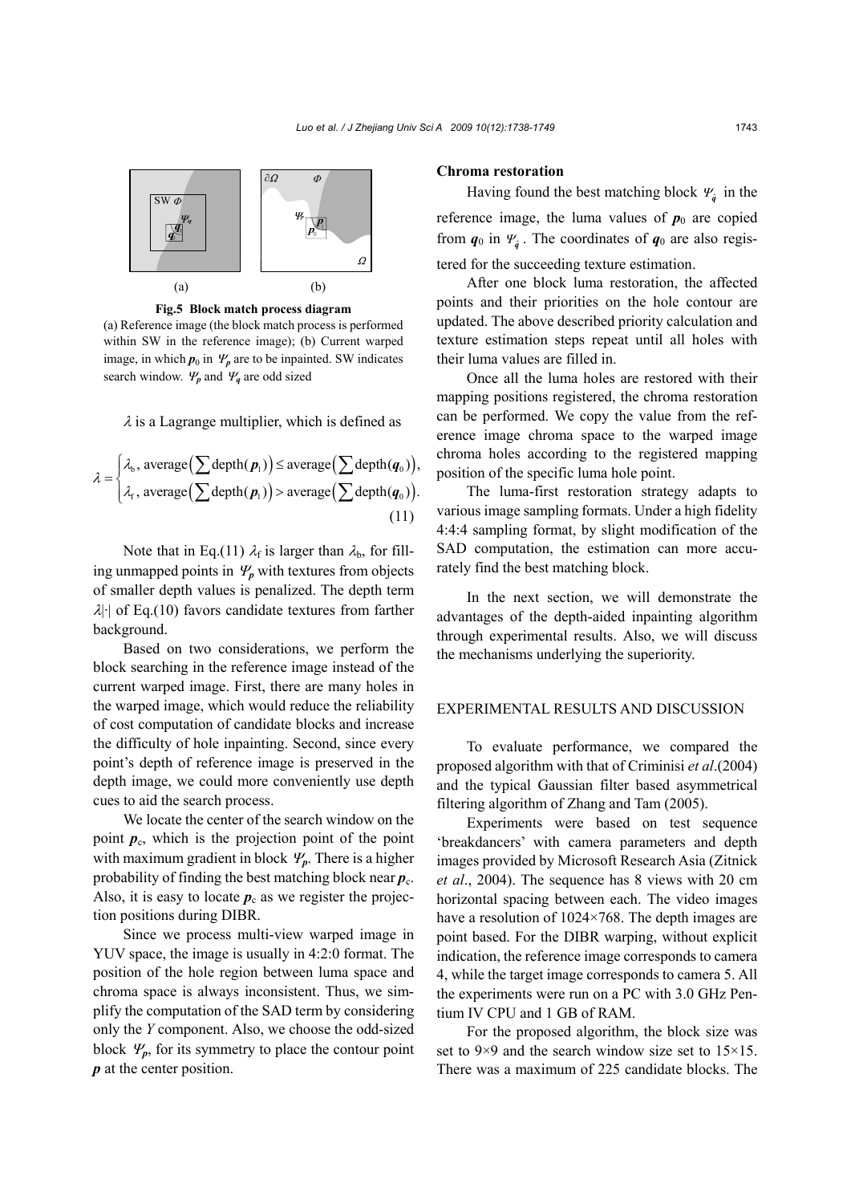Fig.5 Block match process diagram

(a) Reference image (the block match process is performed within SW in the reference image); (b) Current warped image, in which $\boldsymbol{p}_0$ in $\Psi_p$ are to be inpainted. SW indicates search window. $\Psi_p$ and $\Psi_q$ are odd sized

$\lambda$ is a Lagrange multiplier, which is defined as

$$\lambda = \begin{cases} \lambda_{\rm b}, \text{ average}\left(\sum \text{depth}(\boldsymbol{p}_1)\right) \le \text{average}\left(\sum \text{depth}(\boldsymbol{q}_0)\right), \\ \lambda_{\rm f}, \text{ average}\left(\sum \text{depth}(\boldsymbol{p}_1)\right) > \text{average}\left(\sum \text{depth}(\boldsymbol{q}_0)\right). \end{cases} \tag{11}$$

Note that in Eq.(11) $\lambda_{\rm f}$ is larger than $\lambda_{\rm b}$, for filling unmapped points in $\Psi_p$ with textures from objects of smaller depth values is penalized. The depth term $\lambda|\cdot|$ of Eq.(10) favors candidate textures from farther background.

Based on two considerations, we perform the block searching in the reference image instead of the current warped image. First, there are many holes in the warped image, which would reduce the reliability of cost computation of candidate blocks and increase the difficulty of hole inpainting. Second, since every point's depth of reference image is preserved in the depth image, we could more conveniently use depth cues to aid the search process.

We locate the center of the search window on the point $\boldsymbol{p}_{\rm c}$, which is the projection point of the point with maximum gradient in block $\Psi_p$. There is a higher probability of finding the best matching block near $\boldsymbol{p}_{\rm c}$. Also, it is easy to locate $\boldsymbol{p}_{\rm c}$ as we register the projection positions during DIBR.

Since we process multi-view warped image in YUV space, the image is usually in 4:2:0 format. The position of the hole region between luma space and chroma space is always inconsistent. Thus, we simplify the computation of the SAD term by considering only the *Y* component. Also, we choose the odd-sized block $\Psi_p$, for its symmetry to place the contour point $\boldsymbol{p}$ at the center position.

**Chroma restoration**

Having found the best matching block $\Psi_{\hat{q}}$ in the reference image, the luma values of $\boldsymbol{p}_0$ are copied from $\boldsymbol{q}_0$ in $\Psi_{\hat{q}}$. The coordinates of $\boldsymbol{q}_0$ are also registered for the succeeding texture estimation.

After one block luma restoration, the affected points and their priorities on the hole contour are updated. The above described priority calculation and texture estimation steps repeat until all holes with their luma values are filled in.

Once all the luma holes are restored with their mapping positions registered, the chroma restoration can be performed. We copy the value from the reference image chroma space to the warped image chroma holes according to the registered mapping position of the specific luma hole point.

The luma-first restoration strategy adapts to various image sampling formats. Under a high fidelity 4:4:4 sampling format, by slight modification of the SAD computation, the estimation can more accurately find the best matching block.

In the next section, we will demonstrate the advantages of the depth-aided inpainting algorithm through experimental results. Also, we will discuss the mechanisms underlying the superiority.

## EXPERIMENTAL RESULTS AND DISCUSSION

To evaluate performance, we compared the proposed algorithm with that of Criminisi *et al*.(2004) and the typical Gaussian filter based asymmetrical filtering algorithm of Zhang and Tam (2005).

Experiments were based on test sequence 'breakdancers' with camera parameters and depth images provided by Microsoft Research Asia (Zitnick *et al*., 2004). The sequence has 8 views with 20 cm horizontal spacing between each. The video images have a resolution of 1024×768. The depth images are point based. For the DIBR warping, without explicit indication, the reference image corresponds to camera 4, while the target image corresponds to camera 5. All the experiments were run on a PC with 3.0 GHz Pentium IV CPU and 1 GB of RAM.

For the proposed algorithm, the block size was set to 9×9 and the search window size set to 15×15. There was a maximum of 225 candidate blocks. The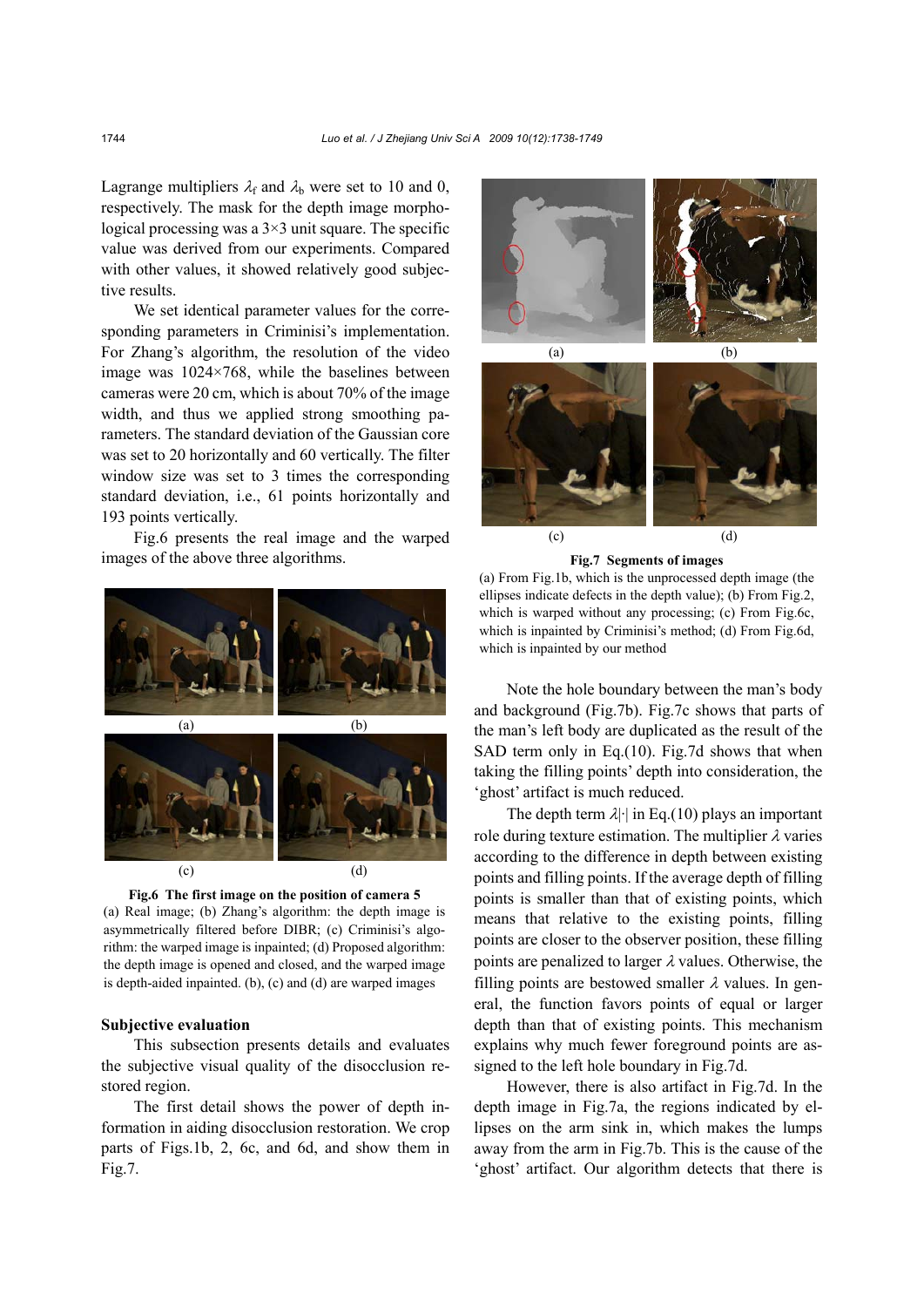Lagrange multipliers $\lambda_f$ and $\lambda_b$ were set to 10 and 0, respectively. The mask for the depth image morphological processing was a 3×3 unit square. The specific value was derived from our experiments. Compared with other values, it showed relatively good subjective results.

We set identical parameter values for the corresponding parameters in Criminisi's implementation. For Zhang's algorithm, the resolution of the video image was 1024×768, while the baselines between cameras were 20 cm, which is about 70% of the image width, and thus we applied strong smoothing parameters. The standard deviation of the Gaussian core was set to 20 horizontally and 60 vertically. The filter window size was set to 3 times the corresponding standard deviation, i.e., 61 points horizontally and 193 points vertically.

Fig.6 presents the real image and the warped images of the above three algorithms.

**Fig.6 The first image on the position of camera 5**
(a) Real image; (b) Zhang's algorithm: the depth image is asymmetrically filtered before DIBR; (c) Criminisi's algorithm: the warped image is inpainted; (d) Proposed algorithm: the depth image is opened and closed, and the warped image is depth-aided inpainted. (b), (c) and (d) are warped images

### Subjective evaluation

This subsection presents details and evaluates the subjective visual quality of the disocclusion restored region.

The first detail shows the power of depth information in aiding disocclusion restoration. We crop parts of Figs.1b, 2, 6c, and 6d, and show them in Fig.7.

**Fig.7 Segments of images**
(a) From Fig.1b, which is the unprocessed depth image (the ellipses indicate defects in the depth value); (b) From Fig.2, which is warped without any processing; (c) From Fig.6c, which is inpainted by Criminisi's method; (d) From Fig.6d, which is inpainted by our method

Note the hole boundary between the man's body and background (Fig.7b). Fig.7c shows that parts of the man's left body are duplicated as the result of the SAD term only in Eq.(10). Fig.7d shows that when taking the filling points' depth into consideration, the 'ghost' artifact is much reduced.

The depth term $\lambda|\cdot|$ in Eq.(10) plays an important role during texture estimation. The multiplier $\lambda$ varies according to the difference in depth between existing points and filling points. If the average depth of filling points is smaller than that of existing points, which means that relative to the existing points, filling points are closer to the observer position, these filling points are penalized to larger $\lambda$ values. Otherwise, the filling points are bestowed smaller $\lambda$ values. In general, the function favors points of equal or larger depth than that of existing points. This mechanism explains why much fewer foreground points are assigned to the left hole boundary in Fig.7d.

However, there is also artifact in Fig.7d. In the depth image in Fig.7a, the regions indicated by ellipses on the arm sink in, which makes the lumps away from the arm in Fig.7b. This is the cause of the 'ghost' artifact. Our algorithm detects that there is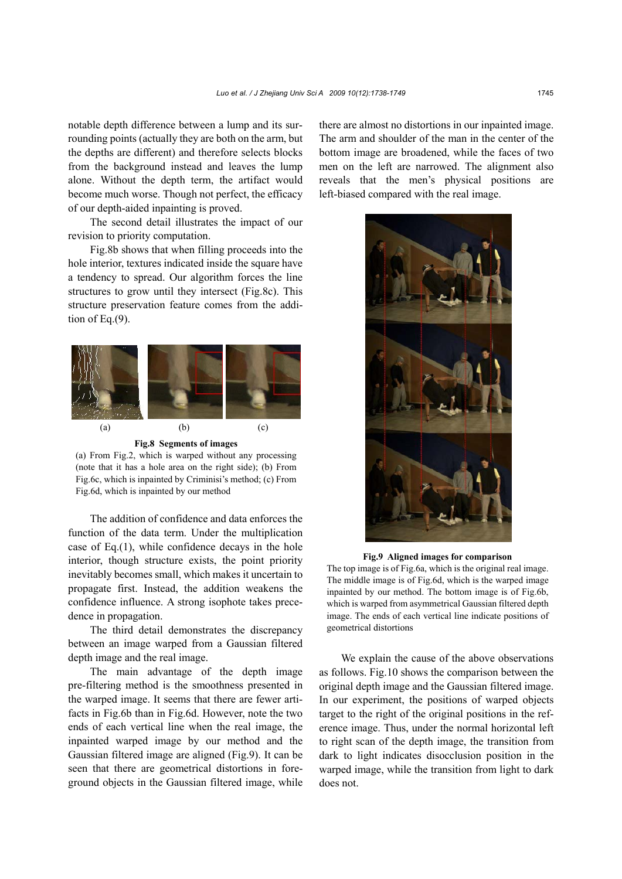notable depth difference between a lump and its surrounding points (actually they are both on the arm, but the depths are different) and therefore selects blocks from the background instead and leaves the lump alone. Without the depth term, the artifact would become much worse. Though not perfect, the efficacy of our depth-aided inpainting is proved.

The second detail illustrates the impact of our revision to priority computation.

Fig.8b shows that when filling proceeds into the hole interior, textures indicated inside the square have a tendency to spread. Our algorithm forces the line structures to grow until they intersect (Fig.8c). This structure preservation feature comes from the addition of Eq.(9).

**Fig.8 Segments of images**

(a) From Fig.2, which is warped without any processing (note that it has a hole area on the right side); (b) From Fig.6c, which is inpainted by Criminisi's method; (c) From Fig.6d, which is inpainted by our method

The addition of confidence and data enforces the function of the data term. Under the multiplication case of Eq.(1), while confidence decays in the hole interior, though structure exists, the point priority inevitably becomes small, which makes it uncertain to propagate first. Instead, the addition weakens the confidence influence. A strong isophote takes precedence in propagation.

The third detail demonstrates the discrepancy between an image warped from a Gaussian filtered depth image and the real image.

The main advantage of the depth image pre-filtering method is the smoothness presented in the warped image. It seems that there are fewer artifacts in Fig.6b than in Fig.6d. However, note the two ends of each vertical line when the real image, the inpainted warped image by our method and the Gaussian filtered image are aligned (Fig.9). It can be seen that there are geometrical distortions in foreground objects in the Gaussian filtered image, while there are almost no distortions in our inpainted image. The arm and shoulder of the man in the center of the bottom image are broadened, while the faces of two men on the left are narrowed. The alignment also reveals that the men's physical positions are left-biased compared with the real image.

**Fig.9 Aligned images for comparison**

The top image is of Fig.6a, which is the original real image. The middle image is of Fig.6d, which is the warped image inpainted by our method. The bottom image is of Fig.6b, which is warped from asymmetrical Gaussian filtered depth image. The ends of each vertical line indicate positions of geometrical distortions

We explain the cause of the above observations as follows. Fig.10 shows the comparison between the original depth image and the Gaussian filtered image. In our experiment, the positions of warped objects target to the right of the original positions in the reference image. Thus, under the normal horizontal left to right scan of the depth image, the transition from dark to light indicates disocclusion position in the warped image, while the transition from light to dark does not.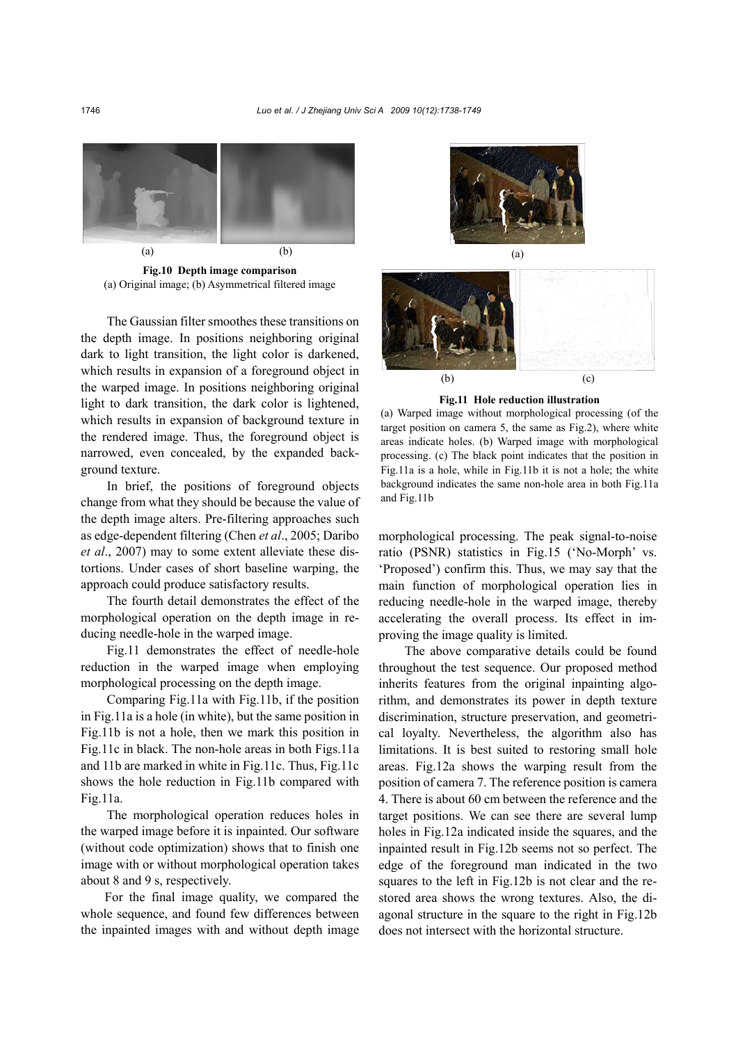**Fig.10 Depth image comparison**
(a) Original image; (b) Asymmetrical filtered image

The Gaussian filter smoothes these transitions on the depth image. In positions neighboring original dark to light transition, the light color is darkened, which results in expansion of a foreground object in the warped image. In positions neighboring original light to dark transition, the dark color is lightened, which results in expansion of background texture in the rendered image. Thus, the foreground object is narrowed, even concealed, by the expanded background texture.

In brief, the positions of foreground objects change from what they should be because the value of the depth image alters. Pre-filtering approaches such as edge-dependent filtering (Chen *et al*., 2005; Daribo *et al*., 2007) may to some extent alleviate these distortions. Under cases of short baseline warping, the approach could produce satisfactory results.

The fourth detail demonstrates the effect of the morphological operation on the depth image in reducing needle-hole in the warped image.

Fig.11 demonstrates the effect of needle-hole reduction in the warped image when employing morphological processing on the depth image.

Comparing Fig.11a with Fig.11b, if the position in Fig.11a is a hole (in white), but the same position in Fig.11b is not a hole, then we mark this position in Fig.11c in black. The non-hole areas in both Figs.11a and 11b are marked in white in Fig.11c. Thus, Fig.11c shows the hole reduction in Fig.11b compared with Fig.11a.

The morphological operation reduces holes in the warped image before it is inpainted. Our software (without code optimization) shows that to finish one image with or without morphological operation takes about 8 and 9 s, respectively.

For the final image quality, we compared the whole sequence, and found few differences between the inpainted images with and without depth image morphological processing. The peak signal-to-noise ratio (PSNR) statistics in Fig.15 ('No-Morph' vs. 'Proposed') confirm this. Thus, we may say that the main function of morphological operation lies in reducing needle-hole in the warped image, thereby accelerating the overall process. Its effect in improving the image quality is limited.

**Fig.11 Hole reduction illustration**
(a) Warped image without morphological processing (of the target position on camera 5, the same as Fig.2), where white areas indicate holes. (b) Warped image with morphological processing. (c) The black point indicates that the position in Fig.11a is a hole, while in Fig.11b it is not a hole; the white background indicates the same non-hole area in both Fig.11a and Fig.11b

The above comparative details could be found throughout the test sequence. Our proposed method inherits features from the original inpainting algorithm, and demonstrates its power in depth texture discrimination, structure preservation, and geometrical loyalty. Nevertheless, the algorithm also has limitations. It is best suited to restoring small hole areas. Fig.12a shows the warping result from the position of camera 7. The reference position is camera 4. There is about 60 cm between the reference and the target positions. We can see there are several lump holes in Fig.12a indicated inside the squares, and the inpainted result in Fig.12b seems not so perfect. The edge of the foreground man indicated in the two squares to the left in Fig.12b is not clear and the restored area shows the wrong textures. Also, the diagonal structure in the square to the right in Fig.12b does not intersect with the horizontal structure.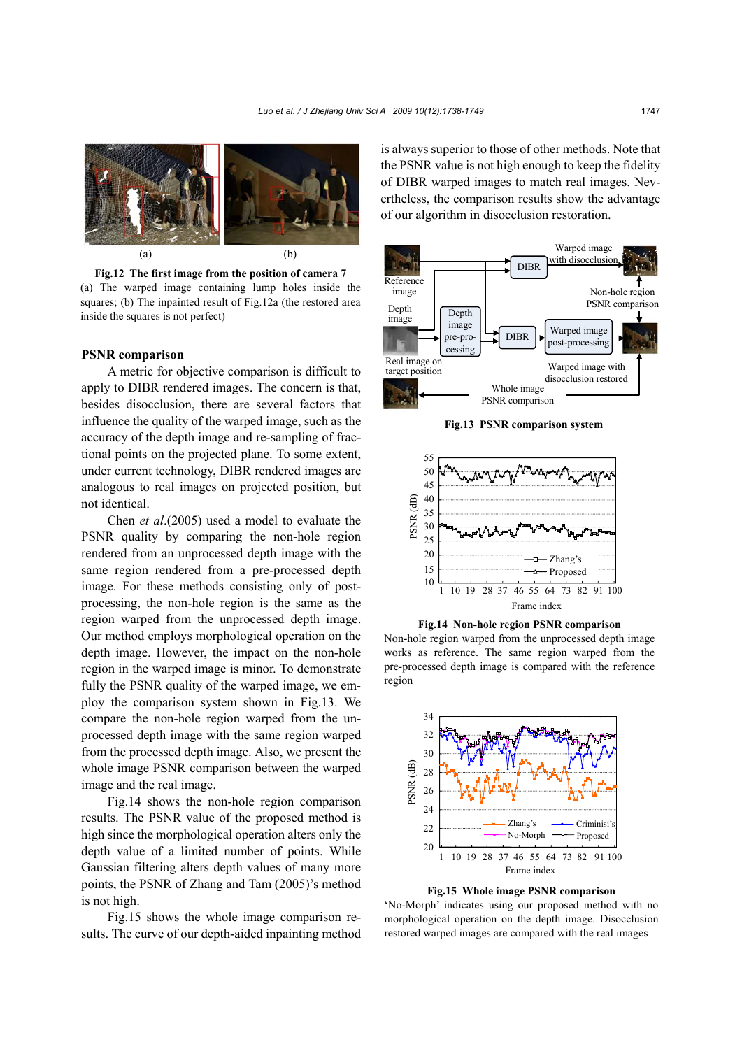(a) (b)

**Fig.12 The first image from the position of camera 7**

(a) The warped image containing lump holes inside the squares; (b) The inpainted result of Fig.12a (the restored area inside the squares is not perfect)

### PSNR comparison

A metric for objective comparison is difficult to apply to DIBR rendered images. The concern is that, besides disocclusion, there are several factors that influence the quality of the warped image, such as the accuracy of the depth image and re-sampling of fractional points on the projected plane. To some extent, under current technology, DIBR rendered images are analogous to real images on projected position, but not identical.

Chen *et al*.(2005) used a model to evaluate the PSNR quality by comparing the non-hole region rendered from an unprocessed depth image with the same region rendered from a pre-processed depth image. For these methods consisting only of post-processing, the non-hole region is the same as the region warped from the unprocessed depth image. Our method employs morphological operation on the depth image. However, the impact on the non-hole region in the warped image is minor. To demonstrate fully the PSNR quality of the warped image, we employ the comparison system shown in Fig.13. We compare the non-hole region warped from the unprocessed depth image with the same region warped from the processed depth image. Also, we present the whole image PSNR comparison between the warped image and the real image.

Fig.14 shows the non-hole region comparison results. The PSNR value of the proposed method is high since the morphological operation alters only the depth value of a limited number of points. While Gaussian filtering alters depth values of many more points, the PSNR of Zhang and Tam (2005)'s method is not high.

Fig.15 shows the whole image comparison results. The curve of our depth-aided inpainting method is always superior to those of other methods. Note that the PSNR value is not high enough to keep the fidelity of DIBR warped images to match real images. Nevertheless, the comparison results show the advantage of our algorithm in disocclusion restoration.

**Fig.13 PSNR comparison system**

**Fig.14 Non-hole region PSNR comparison**

Non-hole region warped from the unprocessed depth image works as reference. The same region warped from the pre-processed depth image is compared with the reference region

**Fig.15 Whole image PSNR comparison**

'No-Morph' indicates using our proposed method with no morphological operation on the depth image. Disocclusion restored warped images are compared with the real images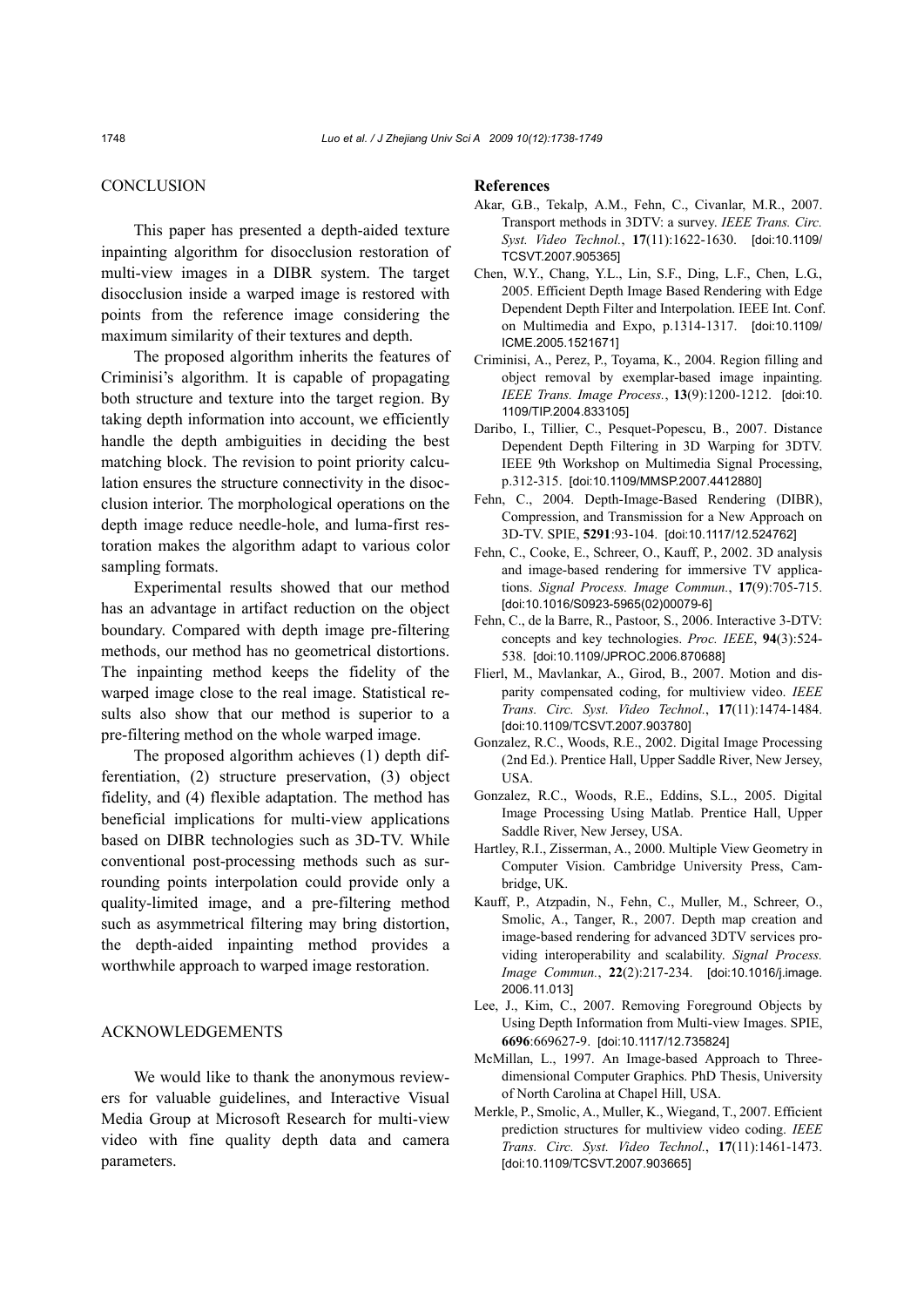## CONCLUSION

This paper has presented a depth-aided texture inpainting algorithm for disocclusion restoration of multi-view images in a DIBR system. The target disocclusion inside a warped image is restored with points from the reference image considering the maximum similarity of their textures and depth.

The proposed algorithm inherits the features of Criminisi's algorithm. It is capable of propagating both structure and texture into the target region. By taking depth information into account, we efficiently handle the depth ambiguities in deciding the best matching block. The revision to point priority calculation ensures the structure connectivity in the disocclusion interior. The morphological operations on the depth image reduce needle-hole, and luma-first restoration makes the algorithm adapt to various color sampling formats.

Experimental results showed that our method has an advantage in artifact reduction on the object boundary. Compared with depth image pre-filtering methods, our method has no geometrical distortions. The inpainting method keeps the fidelity of the warped image close to the real image. Statistical results also show that our method is superior to a pre-filtering method on the whole warped image.

The proposed algorithm achieves (1) depth differentiation, (2) structure preservation, (3) object fidelity, and (4) flexible adaptation. The method has beneficial implications for multi-view applications based on DIBR technologies such as 3D-TV. While conventional post-processing methods such as surrounding points interpolation could provide only a quality-limited image, and a pre-filtering method such as asymmetrical filtering may bring distortion, the depth-aided inpainting method provides a worthwhile approach to warped image restoration.

## ACKNOWLEDGEMENTS

We would like to thank the anonymous reviewers for valuable guidelines, and Interactive Visual Media Group at Microsoft Research for multi-view video with fine quality depth data and camera parameters.

## References

Akar, G.B., Tekalp, A.M., Fehn, C., Civanlar, M.R., 2007. Transport methods in 3DTV: a survey. *IEEE Trans. Circ. Syst. Video Technol.*, **17**(11):1622-1630. [doi:10.1109/TCSVT.2007.905365]

Chen, W.Y., Chang, Y.L., Lin, S.F., Ding, L.F., Chen, L.G., 2005. Efficient Depth Image Based Rendering with Edge Dependent Depth Filter and Interpolation. IEEE Int. Conf. on Multimedia and Expo, p.1314-1317. [doi:10.1109/ICME.2005.1521671]

Criminisi, A., Perez, P., Toyama, K., 2004. Region filling and object removal by exemplar-based image inpainting. *IEEE Trans. Image Process.*, **13**(9):1200-1212. [doi:10.1109/TIP.2004.833105]

Daribo, I., Tillier, C., Pesquet-Popescu, B., 2007. Distance Dependent Depth Filtering in 3D Warping for 3DTV. IEEE 9th Workshop on Multimedia Signal Processing, p.312-315. [doi:10.1109/MMSP.2007.4412880]

Fehn, C., 2004. Depth-Image-Based Rendering (DIBR), Compression, and Transmission for a New Approach on 3D-TV. SPIE, **5291**:93-104. [doi:10.1117/12.524762]

Fehn, C., Cooke, E., Schreer, O., Kauff, P., 2002. 3D analysis and image-based rendering for immersive TV applications. *Signal Process. Image Commun.*, **17**(9):705-715. [doi:10.1016/S0923-5965(02)00079-6]

Fehn, C., de la Barre, R., Pastoor, S., 2006. Interactive 3-DTV: concepts and key technologies. *Proc. IEEE*, **94**(3):524-538. [doi:10.1109/JPROC.2006.870688]

Flierl, M., Mavlankar, A., Girod, B., 2007. Motion and disparity compensated coding, for multiview video. *IEEE Trans. Circ. Syst. Video Technol.*, **17**(11):1474-1484. [doi:10.1109/TCSVT.2007.903780]

Gonzalez, R.C., Woods, R.E., 2002. Digital Image Processing (2nd Ed.). Prentice Hall, Upper Saddle River, New Jersey, USA.

Gonzalez, R.C., Woods, R.E., Eddins, S.L., 2005. Digital Image Processing Using Matlab. Prentice Hall, Upper Saddle River, New Jersey, USA.

Hartley, R.I., Zisserman, A., 2000. Multiple View Geometry in Computer Vision. Cambridge University Press, Cambridge, UK.

Kauff, P., Atzpadin, N., Fehn, C., Muller, M., Schreer, O., Smolic, A., Tanger, R., 2007. Depth map creation and image-based rendering for advanced 3DTV services providing interoperability and scalability. *Signal Process. Image Commun.*, **22**(2):217-234. [doi:10.1016/j.image.2006.11.013]

Lee, J., Kim, C., 2007. Removing Foreground Objects by Using Depth Information from Multi-view Images. SPIE, **6696**:669627-9. [doi:10.1117/12.735824]

McMillan, L., 1997. An Image-based Approach to Three-dimensional Computer Graphics. PhD Thesis, University of North Carolina at Chapel Hill, USA.

Merkle, P., Smolic, A., Muller, K., Wiegand, T., 2007. Efficient prediction structures for multiview video coding. *IEEE Trans. Circ. Syst. Video Technol.*, **17**(11):1461-1473. [doi:10.1109/TCSVT.2007.903665]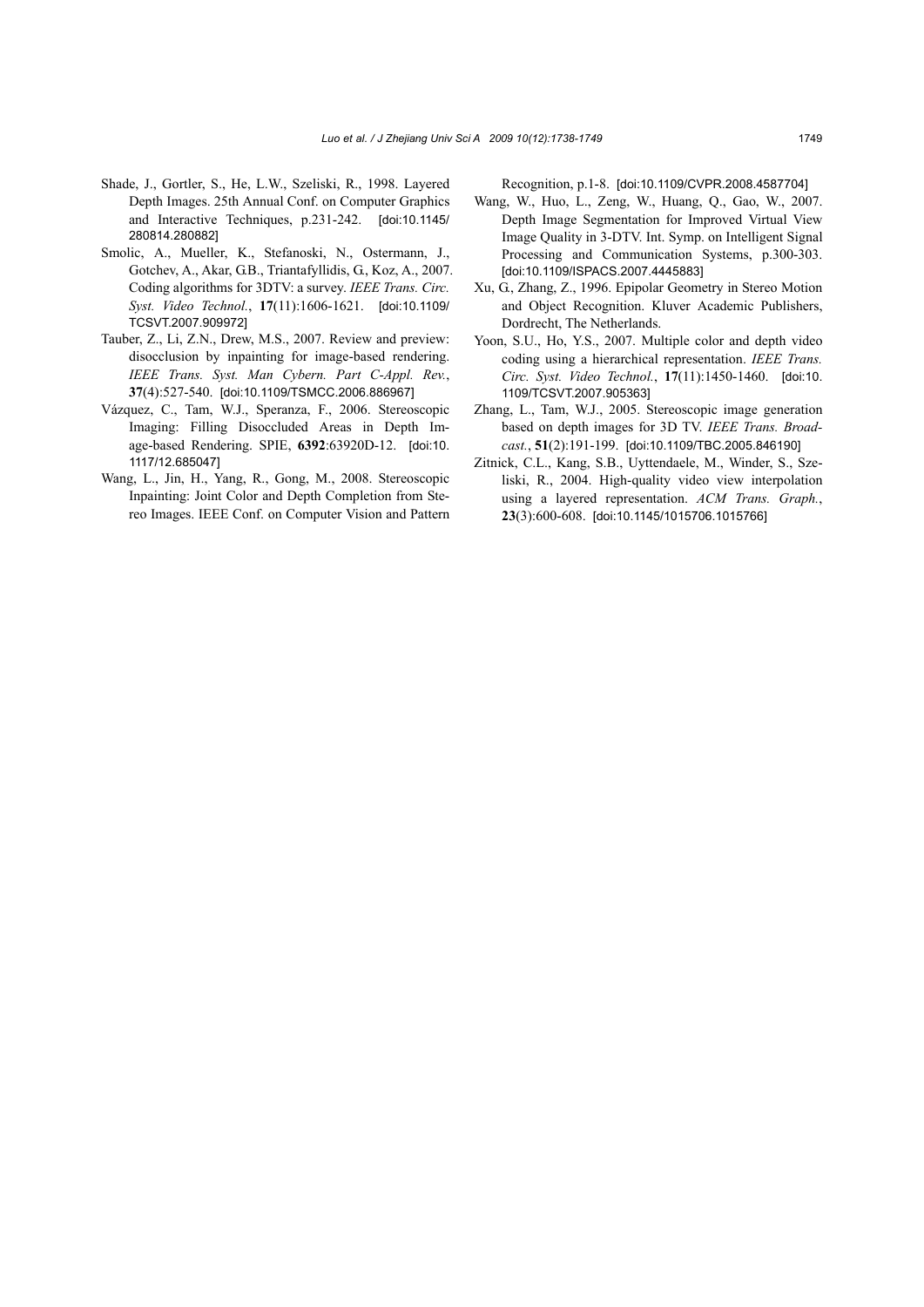Shade, J., Gortler, S., He, L.W., Szeliski, R., 1998. Layered Depth Images. 25th Annual Conf. on Computer Graphics and Interactive Techniques, p.231-242. [doi:10.1145/280814.280882]

Smolic, A., Mueller, K., Stefanoski, N., Ostermann, J., Gotchev, A., Akar, G.B., Triantafyllidis, G., Koz, A., 2007. Coding algorithms for 3DTV: a survey. *IEEE Trans. Circ. Syst. Video Technol.*, **17**(11):1606-1621. [doi:10.1109/TCSVT.2007.909972]

Tauber, Z., Li, Z.N., Drew, M.S., 2007. Review and preview: disocclusion by inpainting for image-based rendering. *IEEE Trans. Syst. Man Cybern. Part C-Appl. Rev.*, **37**(4):527-540. [doi:10.1109/TSMCC.2006.886967]

Vázquez, C., Tam, W.J., Speranza, F., 2006. Stereoscopic Imaging: Filling Disoccluded Areas in Depth Image-based Rendering. SPIE, **6392**:63920D-12. [doi:10.1117/12.685047]

Wang, L., Jin, H., Yang, R., Gong, M., 2008. Stereoscopic Inpainting: Joint Color and Depth Completion from Stereo Images. IEEE Conf. on Computer Vision and Pattern Recognition, p.1-8. [doi:10.1109/CVPR.2008.4587704]

Wang, W., Huo, L., Zeng, W., Huang, Q., Gao, W., 2007. Depth Image Segmentation for Improved Virtual View Image Quality in 3-DTV. Int. Symp. on Intelligent Signal Processing and Communication Systems, p.300-303. [doi:10.1109/ISPACS.2007.4445883]

Xu, G., Zhang, Z., 1996. Epipolar Geometry in Stereo Motion and Object Recognition. Kluver Academic Publishers, Dordrecht, The Netherlands.

Yoon, S.U., Ho, Y.S., 2007. Multiple color and depth video coding using a hierarchical representation. *IEEE Trans. Circ. Syst. Video Technol.*, **17**(11):1450-1460. [doi:10.1109/TCSVT.2007.905363]

Zhang, L., Tam, W.J., 2005. Stereoscopic image generation based on depth images for 3D TV. *IEEE Trans. Broadcast.*, **51**(2):191-199. [doi:10.1109/TBC.2005.846190]

Zitnick, C.L., Kang, S.B., Uyttendaele, M., Winder, S., Szeliski, R., 2004. High-quality video view interpolation using a layered representation. *ACM Trans. Graph.*, **23**(3):600-608. [doi:10.1145/1015706.1015766]